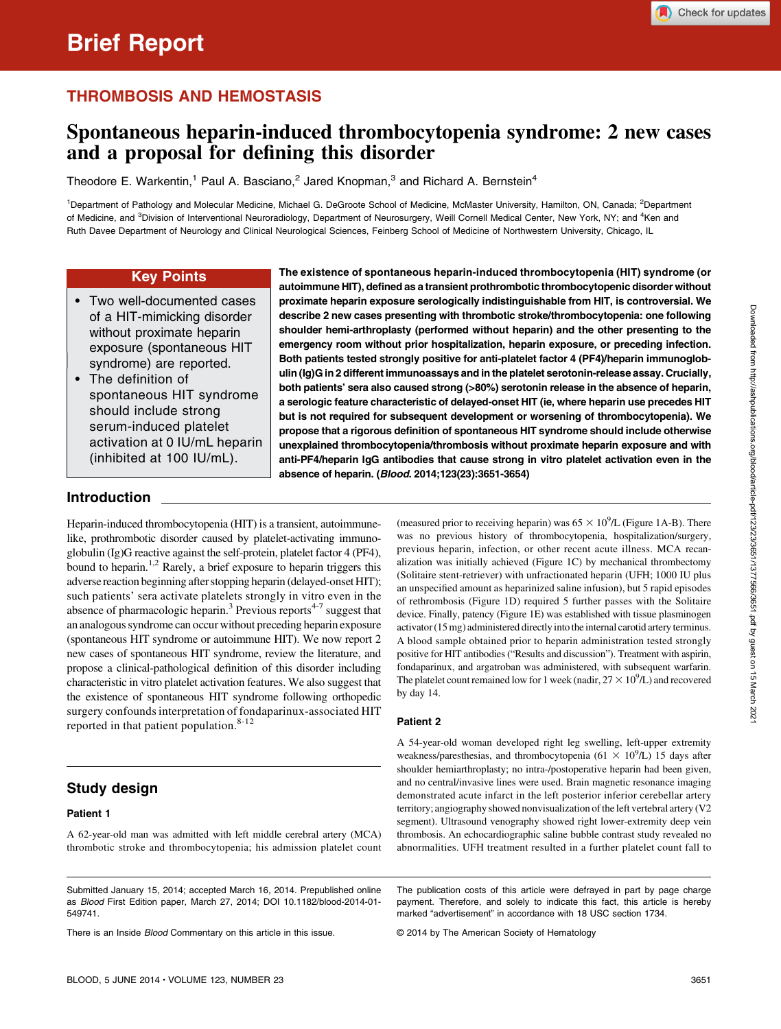# Brief Report

## THROMBOSIS AND HEMOSTASIS

# Spontaneous heparin-induced thrombocytopenia syndrome: 2 new cases and a proposal for defining this disorder

Theodore E. Warkentin,[1] Paul A. Basciano,[2] Jared Knopman,[3] and Richard A. Bernstein[4]

[1]Department of Pathology and Molecular Medicine, Michael G. DeGroote School of Medicine, McMaster University, Hamilton, ON, Canada; [2]Department of Medicine, and [3]Division of Interventional Neuroradiology, Department of Neurosurgery, Weill Cornell Medical Center, New York, NY; and [4]Ken and Ruth Davee Department of Neurology and Clinical Neurological Sciences, Feinberg School of Medicine of Northwestern University, Chicago, IL

### Key Points

- Two well-documented cases of a HIT-mimicking disorder without proximate heparin exposure (spontaneous HIT syndrome) are reported.
- The definition of spontaneous HIT syndrome should include strong serum-induced platelet activation at 0 IU/mL heparin (inhibited at 100 IU/mL).

**The existence of spontaneous heparin-induced thrombocytopenia (HIT) syndrome (or autoimmune HIT), defined as a transient prothrombotic thrombocytopenic disorder without proximate heparin exposure serologically indistinguishable from HIT, is controversial. We describe 2 new cases presenting with thrombotic stroke/thrombocytopenia: one following shoulder hemi-arthroplasty (performed without heparin) and the other presenting to the emergency room without prior hospitalization, heparin exposure, or preceding infection. Both patients tested strongly positive for anti-platelet factor 4 (PF4)/heparin immunoglobulin (Ig)G in 2 different immunoassays and in the platelet serotonin-release assay. Crucially, both patients' sera also caused strong (>80%) serotonin release in the absence of heparin, a serologic feature characteristic of delayed-onset HIT (ie, where heparin use precedes HIT but is not required for subsequent development or worsening of thrombocytopenia). We propose that a rigorous definition of spontaneous HIT syndrome should include otherwise unexplained thrombocytopenia/thrombosis without proximate heparin exposure and with anti-PF4/heparin IgG antibodies that cause strong in vitro platelet activation even in the absence of heparin. (*Blood*. 2014;123(23):3651-3654)**

## Introduction

Heparin-induced thrombocytopenia (HIT) is a transient, autoimmune-like, prothrombotic disorder caused by platelet-activating immunoglobulin (Ig)G reactive against the self-protein, platelet factor 4 (PF4), bound to heparin.[1,2] Rarely, a brief exposure to heparin triggers this adverse reaction beginning after stopping heparin (delayed-onset HIT); such patients' sera activate platelets strongly in vitro even in the absence of pharmacologic heparin.[3] Previous reports[4-7] suggest that an analogous syndrome can occur without preceding heparin exposure (spontaneous HIT syndrome or autoimmune HIT). We now report 2 new cases of spontaneous HIT syndrome, review the literature, and propose a clinical-pathological definition of this disorder including characteristic in vitro platelet activation features. We also suggest that the existence of spontaneous HIT syndrome following orthopedic surgery confounds interpretation of fondaparinux-associated HIT reported in that patient population.[8-12]

## Study design

### Patient 1

A 62-year-old man was admitted with left middle cerebral artery (MCA) thrombotic stroke and thrombocytopenia; his admission platelet count (measured prior to receiving heparin) was $65 \times 10^9$/L (Figure 1A-B). There was no previous history of thrombocytopenia, hospitalization/surgery, previous heparin, infection, or other recent acute illness. MCA recanalization was initially achieved (Figure 1C) by mechanical thrombectomy (Solitaire stent-retriever) with unfractionated heparin (UFH; 1000 IU plus an unspecified amount as heparinized saline infusion), but 5 rapid episodes of rethrombosis (Figure 1D) required 5 further passes with the Solitaire device. Finally, patency (Figure 1E) was established with tissue plasminogen activator (15 mg) administered directly into the internal carotid artery terminus. A blood sample obtained prior to heparin administration tested strongly positive for HIT antibodies ("Results and discussion"). Treatment with aspirin, fondaparinux, and argatroban was administered, with subsequent warfarin. The platelet count remained low for 1 week (nadir, $27 \times 10^9$/L) and recovered by day 14.

### Patient 2

A 54-year-old woman developed right leg swelling, left-upper extremity weakness/paresthesias, and thrombocytopenia ($61 \times 10^9$/L) 15 days after shoulder hemiarthroplasty; no intra-/postoperative heparin had been given, and no central/invasive lines were used. Brain magnetic resonance imaging demonstrated acute infarct in the left posterior inferior cerebellar artery territory; angiography showed nonvisualization of the left vertebral artery (V2 segment). Ultrasound venography showed right lower-extremity deep vein thrombosis. An echocardiographic saline bubble contrast study revealed no abnormalities. UFH treatment resulted in a further platelet count fall to

Submitted January 15, 2014; accepted March 16, 2014. Prepublished online as *Blood* First Edition paper, March 27, 2014; DOI 10.1182/blood-2014-01-549741.

There is an Inside *Blood* Commentary on this article in this issue.

The publication costs of this article were defrayed in part by page charge payment. Therefore, and solely to indicate this fact, this article is hereby marked "advertisement" in accordance with 18 USC section 1734.

© 2014 by The American Society of Hematology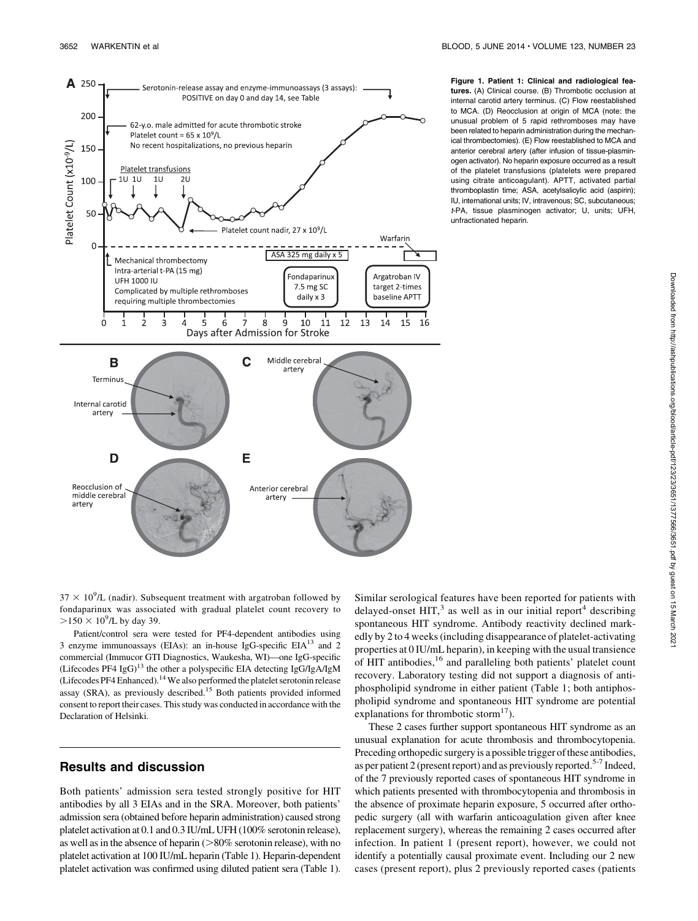Figure 1. Patient 1: Clinical and radiological features. (A) Clinical course. (B) Thrombotic occlusion at internal carotid artery terminus. (C) Flow reestablished to MCA. (D) Reocclusion at origin of MCA (note: the unusual problem of 5 rapid rethromboses may have been related to heparin administration during the mechanical thrombectomies). (E) Flow reestablished to MCA and anterior cerebral artery (after infusion of tissue-plasminogen activator). No heparin exposure occurred as a result of the platelet transfusions (platelets were prepared using citrate anticoagulant). APTT, activated partial thromboplastin time; ASA, acetylsalicylic acid (aspirin); IU, international units; IV, intravenous; SC, subcutaneous; *t*-PA, tissue plasminogen activator; U, units; UFH, unfractionated heparin.

$37 \times 10^9$/L (nadir). Subsequent treatment with argatroban followed by fondaparinux was associated with gradual platelet count recovery to $>150 \times 10^9$/L by day 39.

Patient/control sera were tested for PF4-dependent antibodies using 3 enzyme immunoassays (EIAs): an in-house IgG-specific EIA[13] and 2 commercial (Immucor GTI Diagnostics, Waukesha, WI)—one IgG-specific (Lifecodes PF4 IgG)[13] the other a polyspecific EIA detecting IgG/IgA/IgM (Lifecodes PF4 Enhanced).[14] We also performed the platelet serotonin release assay (SRA), as previously described.[15] Both patients provided informed consent to report their cases. This study was conducted in accordance with the Declaration of Helsinki.

## Results and discussion

Both patients' admission sera tested strongly positive for HIT antibodies by all 3 EIAs and in the SRA. Moreover, both patients' admission sera (obtained before heparin administration) caused strong platelet activation at 0.1 and 0.3 IU/mL UFH (100% serotonin release), as well as in the absence of heparin (>80% serotonin release), with no platelet activation at 100 IU/mL heparin (Table 1). Heparin-dependent platelet activation was confirmed using diluted patient sera (Table 1). Similar serological features have been reported for patients with delayed-onset HIT,[3] as well as in our initial report[4] describing spontaneous HIT syndrome. Antibody reactivity declined markedly by 2 to 4 weeks (including disappearance of platelet-activating properties at 0 IU/mL heparin), in keeping with the usual transience of HIT antibodies,[16] and paralleling both patients' platelet count recovery. Laboratory testing did not support a diagnosis of antiphospholipid syndrome in either patient (Table 1; both antiphospholipid syndrome and spontaneous HIT syndrome are potential explanations for thrombotic storm[17]).

These 2 cases further support spontaneous HIT syndrome as an unusual explanation for acute thrombosis and thrombocytopenia. Preceding orthopedic surgery is a possible trigger of these antibodies, as per patient 2 (present report) and as previously reported.[5-7] Indeed, of the 7 previously reported cases of spontaneous HIT syndrome in which patients presented with thrombocytopenia and thrombosis in the absence of proximate heparin exposure, 5 occurred after orthopedic surgery (all with warfarin anticoagulation given after knee replacement surgery), whereas the remaining 2 cases occurred after infection. In patient 1 (present report), however, we could not identify a potentially causal proximate event. Including our 2 new cases (present report), plus 2 previously reported cases (patients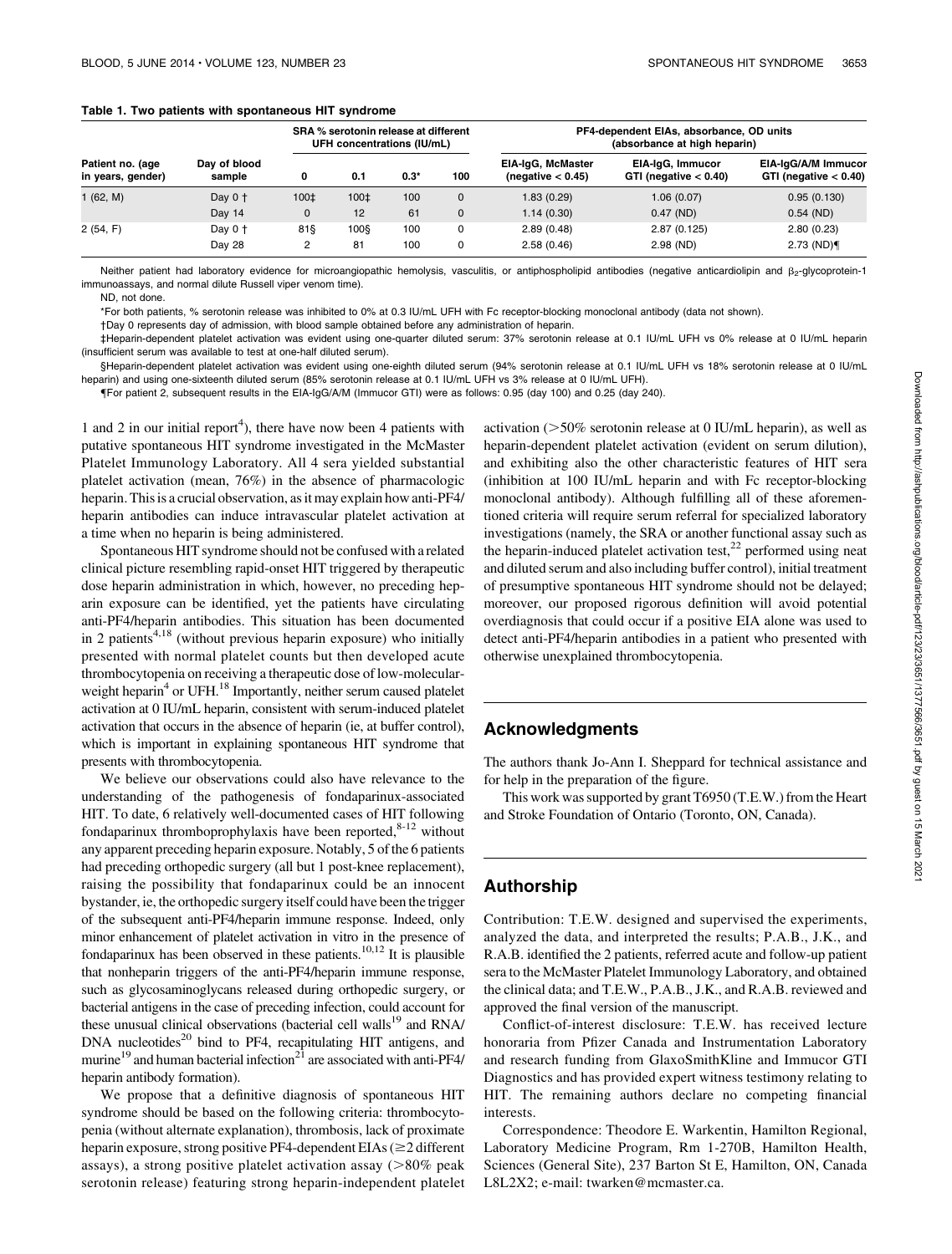**Table 1. Two patients with spontaneous HIT syndrome**

| Patient no. (age in years, gender) | Day of blood sample | SRA % serotonin release at different UFH concentrations (IU/mL) | | | | PF4-dependent EIAs, absorbance, OD units (absorbance at high heparin) | | |
|---|---|---|---|---|---|---|---|---|
| | | 0 | 0.1 | 0.3* | 100 | EIA-IgG, McMaster (negative < 0.45) | EIA-IgG, Immucor GTI (negative < 0.40) | EIA-IgG/A/M Immucor GTI (negative < 0.40) |
| 1 (62, M) | Day 0 † | 100‡ | 100‡ | 100 | 0 | 1.83 (0.29) | 1.06 (0.07) | 0.95 (0.130) |
| | Day 14 | 0 | 12 | 61 | 0 | 1.14 (0.30) | 0.47 (ND) | 0.54 (ND) |
| 2 (54, F) | Day 0 † | 81§ | 100§ | 100 | 0 | 2.89 (0.48) | 2.87 (0.125) | 2.80 (0.23) |
| | Day 28 | 2 | 81 | 100 | 0 | 2.58 (0.46) | 2.98 (ND) | 2.73 (ND)¶ |

Neither patient had laboratory evidence for microangiopathic hemolysis, vasculitis, or antiphospholipid antibodies (negative anticardiolipin and $\beta_2$-glycoprotein-1 immunoassays, and normal dilute Russell viper venom time).

ND, not done.

*For both patients, % serotonin release was inhibited to 0% at 0.3 IU/mL UFH with Fc receptor-blocking monoclonal antibody (data not shown).

†Day 0 represents day of admission, with blood sample obtained before any administration of heparin.

‡Heparin-dependent platelet activation was evident using one-quarter diluted serum: 37% serotonin release at 0.1 IU/mL UFH vs 0% release at 0 IU/mL heparin (insufficient serum was available to test at one-half diluted serum).

§Heparin-dependent platelet activation was evident using one-eighth diluted serum (94% serotonin release at 0.1 IU/mL UFH vs 18% serotonin release at 0 IU/mL heparin) and using one-sixteenth diluted serum (85% serotonin release at 0.1 IU/mL UFH vs 3% release at 0 IU/mL UFH).

¶For patient 2, subsequent results in the EIA-IgG/A/M (Immucor GTI) were as follows: 0.95 (day 100) and 0.25 (day 240).

1 and 2 in our initial report[4]), there have now been 4 patients with putative spontaneous HIT syndrome investigated in the McMaster Platelet Immunology Laboratory. All 4 sera yielded substantial platelet activation (mean, 76%) in the absence of pharmacologic heparin. This is a crucial observation, as it may explain how anti-PF4/heparin antibodies can induce intravascular platelet activation at a time when no heparin is being administered.

Spontaneous HIT syndrome should not be confused with a related clinical picture resembling rapid-onset HIT triggered by therapeutic dose heparin administration in which, however, no preceding heparin exposure can be identified, yet the patients have circulating anti-PF4/heparin antibodies. This situation has been documented in 2 patients[4,18] (without previous heparin exposure) who initially presented with normal platelet counts but then developed acute thrombocytopenia on receiving a therapeutic dose of low-molecular-weight heparin[4] or UFH.[18] Importantly, neither serum caused platelet activation at 0 IU/mL heparin, consistent with serum-induced platelet activation that occurs in the absence of heparin (ie, at buffer control), which is important in explaining spontaneous HIT syndrome that presents with thrombocytopenia.

We believe our observations could also have relevance to the understanding of the pathogenesis of fondaparinux-associated HIT. To date, 6 relatively well-documented cases of HIT following fondaparinux thromboprophylaxis have been reported,[8-12] without any apparent preceding heparin exposure. Notably, 5 of the 6 patients had preceding orthopedic surgery (all but 1 post-knee replacement), raising the possibility that fondaparinux could be an innocent bystander, ie, the orthopedic surgery itself could have been the trigger of the subsequent anti-PF4/heparin immune response. Indeed, only minor enhancement of platelet activation in vitro in the presence of fondaparinux has been observed in these patients.[10,12] It is plausible that nonheparin triggers of the anti-PF4/heparin immune response, such as glycosaminoglycans released during orthopedic surgery, or bacterial antigens in the case of preceding infection, could account for these unusual clinical observations (bacterial cell walls[19] and RNA/DNA nucleotides[20] bind to PF4, recapitulating HIT antigens, and murine[19] and human bacterial infection[21] are associated with anti-PF4/heparin antibody formation).

We propose that a definitive diagnosis of spontaneous HIT syndrome should be based on the following criteria: thrombocytopenia (without alternate explanation), thrombosis, lack of proximate heparin exposure, strong positive PF4-dependent EIAs (≥2 different assays), a strong positive platelet activation assay (>80% peak serotonin release) featuring strong heparin-independent platelet activation (>50% serotonin release at 0 IU/mL heparin), as well as heparin-dependent platelet activation (evident on serum dilution), and exhibiting also the other characteristic features of HIT sera (inhibition at 100 IU/mL heparin and with Fc receptor-blocking monoclonal antibody). Although fulfilling all of these aforementioned criteria will require serum referral for specialized laboratory investigations (namely, the SRA or another functional assay such as the heparin-induced platelet activation test,[22] performed using neat and diluted serum and also including buffer control), initial treatment of presumptive spontaneous HIT syndrome should not be delayed; moreover, our proposed rigorous definition will avoid potential overdiagnosis that could occur if a positive EIA alone was used to detect anti-PF4/heparin antibodies in a patient who presented with otherwise unexplained thrombocytopenia.

## Acknowledgments

The authors thank Jo-Ann I. Sheppard for technical assistance and for help in the preparation of the figure.

This work was supported by grant T6950 (T.E.W.) from the Heart and Stroke Foundation of Ontario (Toronto, ON, Canada).

## Authorship

Contribution: T.E.W. designed and supervised the experiments, analyzed the data, and interpreted the results; P.A.B., J.K., and R.A.B. identified the 2 patients, referred acute and follow-up patient sera to the McMaster Platelet Immunology Laboratory, and obtained the clinical data; and T.E.W., P.A.B., J.K., and R.A.B. reviewed and approved the final version of the manuscript.

Conflict-of-interest disclosure: T.E.W. has received lecture honoraria from Pfizer Canada and Instrumentation Laboratory and research funding from GlaxoSmithKline and Immucor GTI Diagnostics and has provided expert witness testimony relating to HIT. The remaining authors declare no competing financial interests.

Correspondence: Theodore E. Warkentin, Hamilton Regional, Laboratory Medicine Program, Rm 1-270B, Hamilton Health, Sciences (General Site), 237 Barton St E, Hamilton, ON, Canada L8L2X2; e-mail: twarken@mcmaster.ca.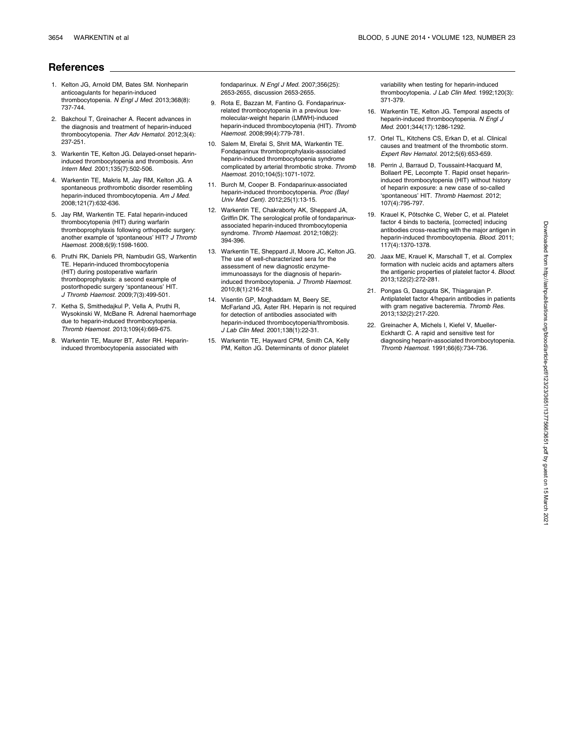## References

1. Kelton JG, Arnold DM, Bates SM. Nonheparin anticoagulants for heparin-induced thrombocytopenia. *N Engl J Med.* 2013;368(8):737-744.
2. Bakchoul T, Greinacher A. Recent advances in the diagnosis and treatment of heparin-induced thrombocytopenia. *Ther Adv Hematol.* 2012;3(4):237-251.
3. Warkentin TE, Kelton JG. Delayed-onset heparin-induced thrombocytopenia and thrombosis. *Ann Intern Med.* 2001;135(7):502-506.
4. Warkentin TE, Makris M, Jay RM, Kelton JG. A spontaneous prothrombotic disorder resembling heparin-induced thrombocytopenia. *Am J Med.* 2008;121(7):632-636.
5. Jay RM, Warkentin TE. Fatal heparin-induced thrombocytopenia (HIT) during warfarin thromboprophylaxis following orthopedic surgery: another example of 'spontaneous' HIT? *J Thromb Haemost.* 2008;6(9):1598-1600.
6. Pruthi RK, Daniels PR, Nambudiri GS, Warkentin TE. Heparin-induced thrombocytopenia (HIT) during postoperative warfarin thromboprophylaxis: a second example of postorthopedic surgery 'spontaneous' HIT. *J Thromb Haemost.* 2009;7(3):499-501.
7. Ketha S, Smithedajkul P, Vella A, Pruthi R, Wysokinski W, McBane R. Adrenal haemorrhage due to heparin-induced thrombocytopenia. *Thromb Haemost.* 2013;109(4):669-675.
8. Warkentin TE, Maurer BT, Aster RH. Heparin-induced thrombocytopenia associated with fondaparinux. *N Engl J Med.* 2007;356(25):2653-2655, discussion 2653-2655.
9. Rota E, Bazzan M, Fantino G. Fondaparinux-related thrombocytopenia in a previous low-molecular-weight heparin (LMWH)-induced heparin-induced thrombocytopenia (HIT). *Thromb Haemost.* 2008;99(4):779-781.
10. Salem M, Elrefai S, Shrit MA, Warkentin TE. Fondaparinux thromboprophylaxis-associated heparin-induced thrombocytopenia syndrome complicated by arterial thrombotic stroke. *Thromb Haemost.* 2010;104(5):1071-1072.
11. Burch M, Cooper B. Fondaparinux-associated heparin-induced thrombocytopenia. *Proc (Bayl Univ Med Cent).* 2012;25(1):13-15.
12. Warkentin TE, Chakraborty AK, Sheppard JA, Griffin DK. The serological profile of fondaparinux-associated heparin-induced thrombocytopenia syndrome. *Thromb Haemost.* 2012;108(2):394-396.
13. Warkentin TE, Sheppard JI, Moore JC, Kelton JG. The use of well-characterized sera for the assessment of new diagnostic enzyme-immunoassays for the diagnosis of heparin-induced thrombocytopenia. *J Thromb Haemost.* 2010;8(1):216-218.
14. Visentin GP, Moghaddam M, Beery SE, McFarland JG, Aster RH. Heparin is not required for detection of antibodies associated with heparin-induced thrombocytopenia/thrombosis. *J Lab Clin Med.* 2001;138(1):22-31.
15. Warkentin TE, Hayward CPM, Smith CA, Kelly PM, Kelton JG. Determinants of donor platelet variability when testing for heparin-induced thrombocytopenia. *J Lab Clin Med.* 1992;120(3):371-379.
16. Warkentin TE, Kelton JG. Temporal aspects of heparin-induced thrombocytopenia. *N Engl J Med.* 2001;344(17):1286-1292.
17. Ortel TL, Kitchens CS, Erkan D, et al. Clinical causes and treatment of the thrombotic storm. *Expert Rev Hematol.* 2012;5(6):653-659.
18. Perrin J, Barraud D, Toussaint-Hacquard M, Bollaert PE, Lecompte T. Rapid onset heparin-induced thrombocytopenia (HIT) without history of heparin exposure: a new case of so-called 'spontaneous' HIT. *Thromb Haemost.* 2012;107(4):795-797.
19. Krauel K, Pötschke C, Weber C, et al. Platelet factor 4 binds to bacteria, [corrected] inducing antibodies cross-reacting with the major antigen in heparin-induced thrombocytopenia. *Blood.* 2011;117(4):1370-1378.
20. Jaax ME, Krauel K, Marschall T, et al. Complex formation with nucleic acids and aptamers alters the antigenic properties of platelet factor 4. *Blood.* 2013;122(2):272-281.
21. Pongas G, Dasgupta SK, Thiagarajan P. Antiplatelet factor 4/heparin antibodies in patients with gram negative bacteremia. *Thromb Res.* 2013;132(2):217-220.
22. Greinacher A, Michels I, Kiefel V, Mueller-Eckhardt C. A rapid and sensitive test for diagnosing heparin-associated thrombocytopenia. *Thromb Haemost.* 1991;66(6):734-736.